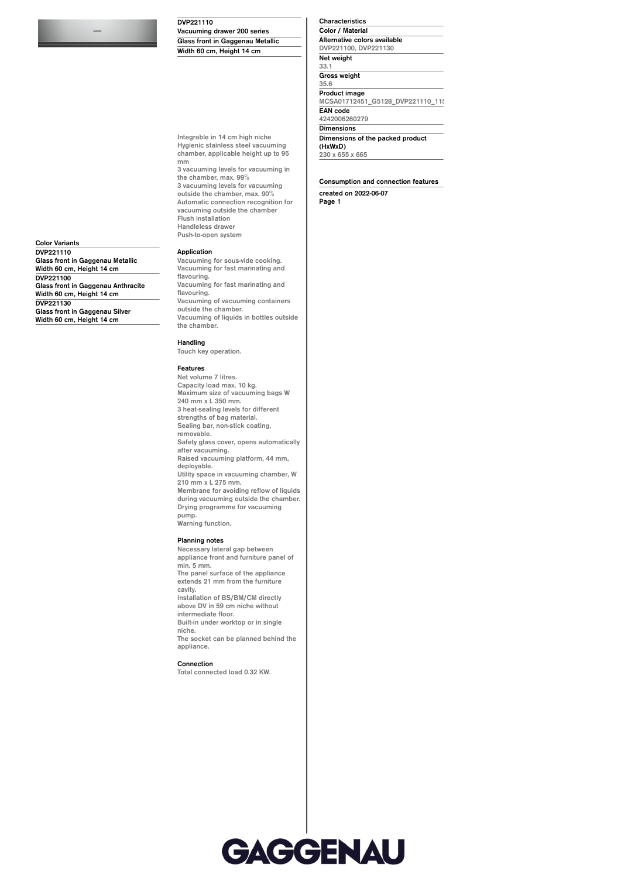# DVP221110

**Vacuuming drawer 200 series**
**Glass front in Gaggenau Metallic**
**Width 60 cm, Height 14 cm**

Integrable in 14 cm high niche
Hygienic stainless steel vacuuming chamber, applicable height up to 95 mm
3 vacuuming levels for vacuuming in the chamber, max. 99%
3 vacuuming levels for vacuuming outside the chamber, max. 90%
Automatic connection recognition for vacuuming outside the chamber
Flush installation
Handleless drawer
Push-to-open system

### Application

Vacuuming for sous-vide cooking.
Vacuuming for fast marinating and flavouring.
Vacuuming for fast marinating and flavouring.
Vacuuming of vacuuming containers outside the chamber.
Vacuuming of liquids in bottles outside the chamber.

### Handling

Touch key operation.

### Features

Net volume 7 litres.
Capacity load max. 10 kg.
Maximum size of vacuuming bags W 240 mm x L 350 mm.
3 heat-sealing levels for different strengths of bag material.
Sealing bar, non-stick coating, removable.
Safety glass cover, opens automatically after vacuuming.
Raised vacuuming platform, 44 mm, deployable.
Utility space in vacuuming chamber, W 210 mm x L 275 mm.
Membrane for avoiding reflow of liquids during vacuuming outside the chamber.
Drying programme for vacuuming pump.
Warning function.

### Planning notes

Necessary lateral gap between appliance front and furniture panel of min. 5 mm.
The panel surface of the appliance extends 21 mm from the furniture cavity.
Installation of BS/BM/CM directly above DV in 59 cm niche without intermediate floor.
Built-in under worktop or in single niche.
The socket can be planned behind the appliance.

### Connection

Total connected load 0.32 KW.

### Color Variants

**DVP221110**
**Glass front in Gaggenau Metallic**
**Width 60 cm, Height 14 cm**

**DVP221100**
**Glass front in Gaggenau Anthracite**
**Width 60 cm, Height 14 cm**

**DVP221130**
**Glass front in Gaggenau Silver**
**Width 60 cm, Height 14 cm**

### Characteristics

**Color / Material**

**Alternative colors available**
DVP221100, DVP221130

**Net weight**
33.1

**Gross weight**
35.6

**Product image**
MCSA01712451_G5128_DVP221110_115

**EAN code**
4242006260279

**Dimensions**

**Dimensions of the packed product (HxWxD)**
230 x 655 x 665

### Consumption and connection features

**created on 2022-06-07**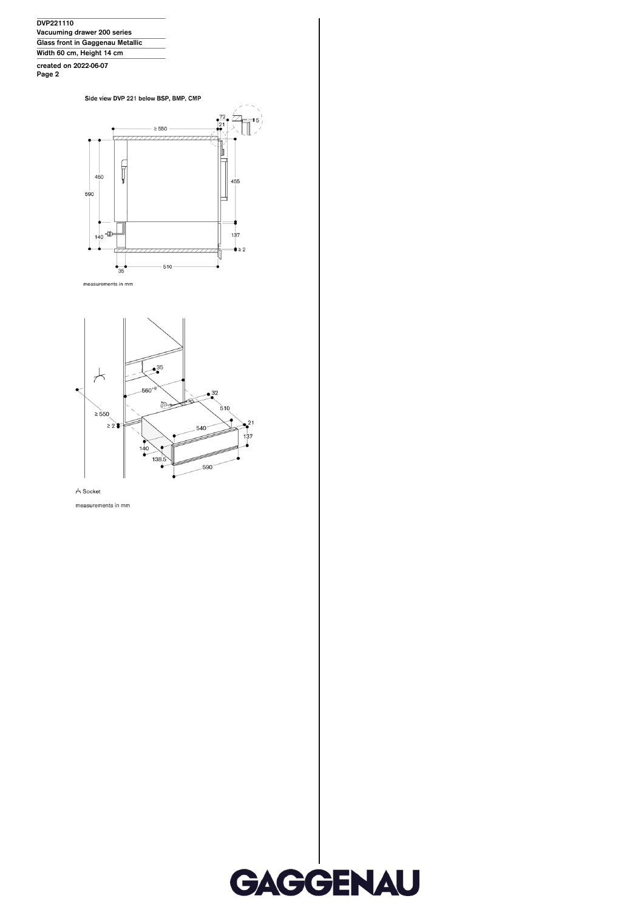DVP221110
Vacuuming drawer 200 series
Glass front in Gaggenau Metallic
Width 60 cm, Height 14 cm

created on 2022-06-07
Page 2

Side view DVP 221 below BSP, BMP, CMP

≥ 550
72
21
5
450
590
455
140
137
≥ 2
35
510

measurements in mm

35
560+8
32
510
≥ 550
≥ 2
540
21
137
140
138.5
590

Socket

measurements in mm